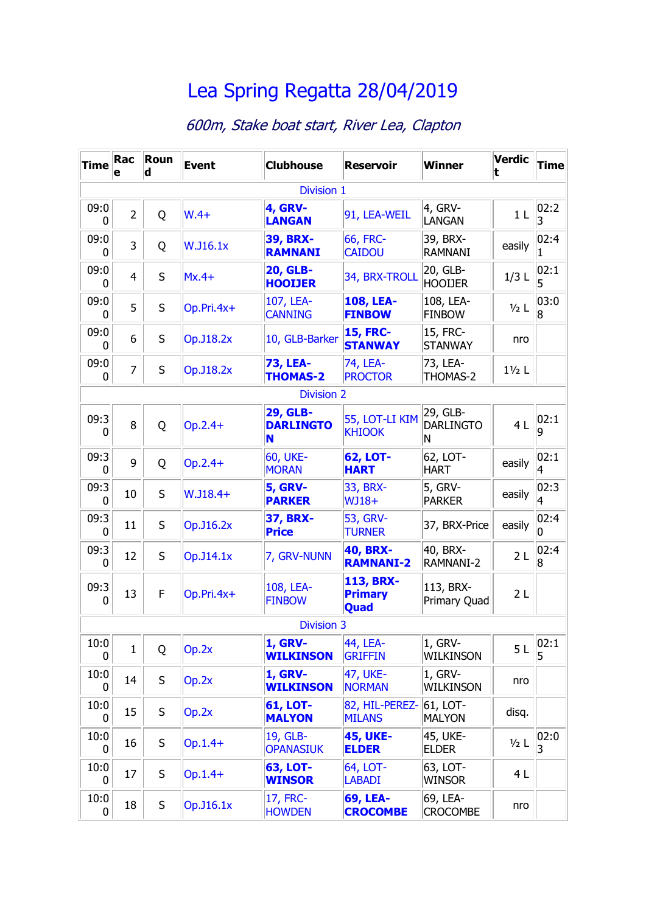# Lea Spring Regatta 28/04/2019

*600m, Stake boat start, River Lea, Clapton*

| Time | Race | Round | Event | Clubhouse | Reservoir | Winner | Verdict | Time |
|---|---|---|---|---|---|---|---|---|
| Division 1 | | | | | | | | |
| 09:00 | 2 | Q | W.4+ | **4, GRV-LANGAN** | 91, LEA-WEIL | 4, GRV-LANGAN | 1 L | 02:23 |
| 09:00 | 3 | Q | W.J16.1x | **39, BRX-RAMNANI** | 66, FRC-CAIDOU | 39, BRX-RAMNANI | easily | 02:41 |
| 09:00 | 4 | S | Mx.4+ | **20, GLB-HOOIJER** | 34, BRX-TROLL | 20, GLB-HOOIJER | 1/3 L | 02:15 |
| 09:00 | 5 | S | Op.Pri.4x+ | 107, LEA-CANNING | **108, LEA-FINBOW** | 108, LEA-FINBOW | ½ L | 03:08 |
| 09:00 | 6 | S | Op.J18.2x | 10, GLB-Barker | **15, FRC-STANWAY** | 15, FRC-STANWAY | nro | |
| 09:00 | 7 | S | Op.J18.2x | **73, LEA-THOMAS-2** | 74, LEA-PROCTOR | 73, LEA-THOMAS-2 | 1½ L | |
| Division 2 | | | | | | | | |
| 09:30 | 8 | Q | Op.2.4+ | **29, GLB-DARLINGTON** | 55, LOT-LI KIM KHIOOK | 29, GLB-DARLINGTON | 4 L | 02:19 |
| 09:30 | 9 | Q | Op.2.4+ | 60, UKE-MORAN | **62, LOT-HART** | 62, LOT-HART | easily | 02:14 |
| 09:30 | 10 | S | W.J18.4+ | **5, GRV-PARKER** | 33, BRX-WJ18+ | 5, GRV-PARKER | easily | 02:34 |
| 09:30 | 11 | S | Op.J16.2x | **37, BRX-Price** | 53, GRV-TURNER | 37, BRX-Price | easily | 02:40 |
| 09:30 | 12 | S | Op.J14.1x | 7, GRV-NUNN | **40, BRX-RAMNANI-2** | 40, BRX-RAMNANI-2 | 2 L | 02:48 |
| 09:30 | 13 | F | Op.Pri.4x+ | 108, LEA-FINBOW | **113, BRX-Primary Quad** | 113, BRX-Primary Quad | 2 L | |
| Division 3 | | | | | | | | |
| 10:00 | 1 | Q | Op.2x | **1, GRV-WILKINSON** | 44, LEA-GRIFFIN | 1, GRV-WILKINSON | 5 L | 02:15 |
| 10:00 | 14 | S | Op.2x | **1, GRV-WILKINSON** | 47, UKE-NORMAN | 1, GRV-WILKINSON | nro | |
| 10:00 | 15 | S | Op.2x | **61, LOT-MALYON** | 82, HIL-PEREZ-MILANS | 61, LOT-MALYON | disq. | |
| 10:00 | 16 | S | Op.1.4+ | 19, GLB-OPANASIUK | **45, UKE-ELDER** | 45, UKE-ELDER | ½ L | 02:03 |
| 10:00 | 17 | S | Op.1.4+ | **63, LOT-WINSOR** | 64, LOT-LABADI | 63, LOT-WINSOR | 4 L | |
| 10:00 | 18 | S | Op.J16.1x | 17, FRC-HOWDEN | **69, LEA-CROCOMBE** | 69, LEA-CROCOMBE | nro | |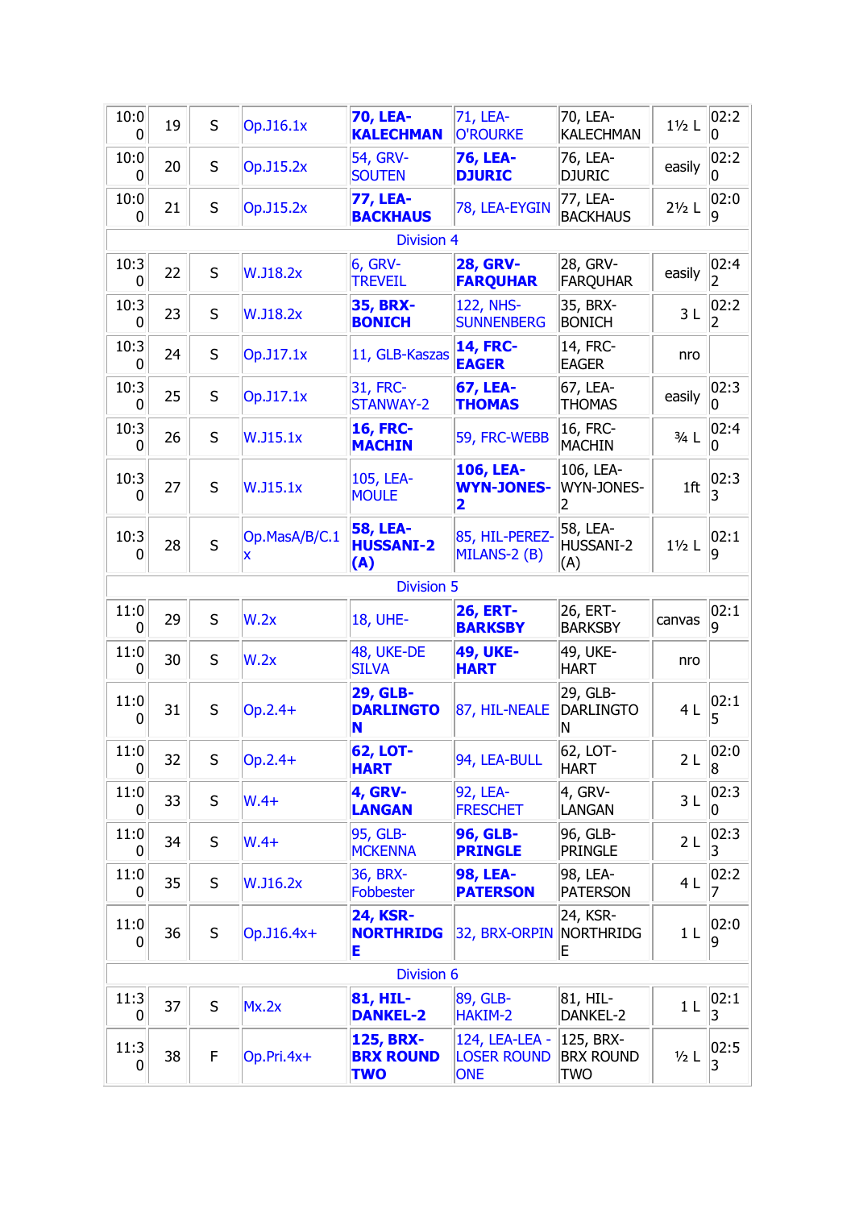| 10:00 | 19 | S | Op.J16.1x | **70, LEA-KALECHMAN** | 71, LEA-O'ROURKE | 70, LEA-KALECHMAN | 1½ L | 02:20 |
|---|---|---|---|---|---|---|---|---|
| 10:00 | 20 | S | Op.J15.2x | 54, GRV-SOUTEN | **76, LEA-DJURIC** | 76, LEA-DJURIC | easily | 02:20 |
| 10:00 | 21 | S | Op.J15.2x | **77, LEA-BACKHAUS** | 78, LEA-EYGIN | 77, LEA-BACKHAUS | 2½ L | 02:09 |
| Division 4 | | | | | | | | |
| 10:30 | 22 | S | W.J18.2x | 6, GRV-TREVEIL | **28, GRV-FARQUHAR** | 28, GRV-FARQUHAR | easily | 02:42 |
| 10:30 | 23 | S | W.J18.2x | **35, BRX-BONICH** | 122, NHS-SUNNENBERG | 35, BRX-BONICH | 3 L | 02:22 |
| 10:30 | 24 | S | Op.J17.1x | 11, GLB-Kaszas | **14, FRC-EAGER** | 14, FRC-EAGER | nro | |
| 10:30 | 25 | S | Op.J17.1x | 31, FRC-STANWAY-2 | **67, LEA-THOMAS** | 67, LEA-THOMAS | easily | 02:30 |
| 10:30 | 26 | S | W.J15.1x | **16, FRC-MACHIN** | 59, FRC-WEBB | 16, FRC-MACHIN | ¾ L | 02:40 |
| 10:30 | 27 | S | W.J15.1x | 105, LEA-MOULE | **106, LEA-WYN-JONES-2** | 106, LEA-WYN-JONES-2 | 1ft | 02:33 |
| 10:30 | 28 | S | Op.MasA/B/C.1x | **58, LEA-HUSSANI-2 (A)** | 85, HIL-PEREZ-MILANS-2 (B) | 58, LEA-HUSSANI-2 (A) | 1½ L | 02:19 |
| Division 5 | | | | | | | | |
| 11:00 | 29 | S | W.2x | 18, UHE- | **26, ERT-BARKSBY** | 26, ERT-BARKSBY | canvas | 02:19 |
| 11:00 | 30 | S | W.2x | 48, UKE-DE SILVA | **49, UKE-HART** | 49, UKE-HART | nro | |
| 11:00 | 31 | S | Op.2.4+ | **29, GLB-DARLINGTON** | 87, HIL-NEALE | 29, GLB-DARLINGTON | 4 L | 02:15 |
| 11:00 | 32 | S | Op.2.4+ | **62, LOT-HART** | 94, LEA-BULL | 62, LOT-HART | 2 L | 02:08 |
| 11:00 | 33 | S | W.4+ | **4, GRV-LANGAN** | 92, LEA-FRESCHET | 4, GRV-LANGAN | 3 L | 02:30 |
| 11:00 | 34 | S | W.4+ | 95, GLB-MCKENNA | **96, GLB-PRINGLE** | 96, GLB-PRINGLE | 2 L | 02:33 |
| 11:00 | 35 | S | W.J16.2x | 36, BRX-Fobbester | **98, LEA-PATERSON** | 98, LEA-PATERSON | 4 L | 02:27 |
| 11:00 | 36 | S | Op.J16.4x+ | **24, KSR-NORTHRIDGE** | 32, BRX-ORPIN | 24, KSR-NORTHRIDGE | 1 L | 02:09 |
| Division 6 | | | | | | | | |
| 11:30 | 37 | S | Mx.2x | **81, HIL-DANKEL-2** | 89, GLB-HAKIM-2 | 81, HIL-DANKEL-2 | 1 L | 02:13 |
| 11:30 | 38 | F | Op.Pri.4x+ | **125, BRX-BRX ROUND TWO** | 124, LEA-LEA - LOSER ROUND ONE | 125, BRX-BRX ROUND TWO | ½ L | 02:53 |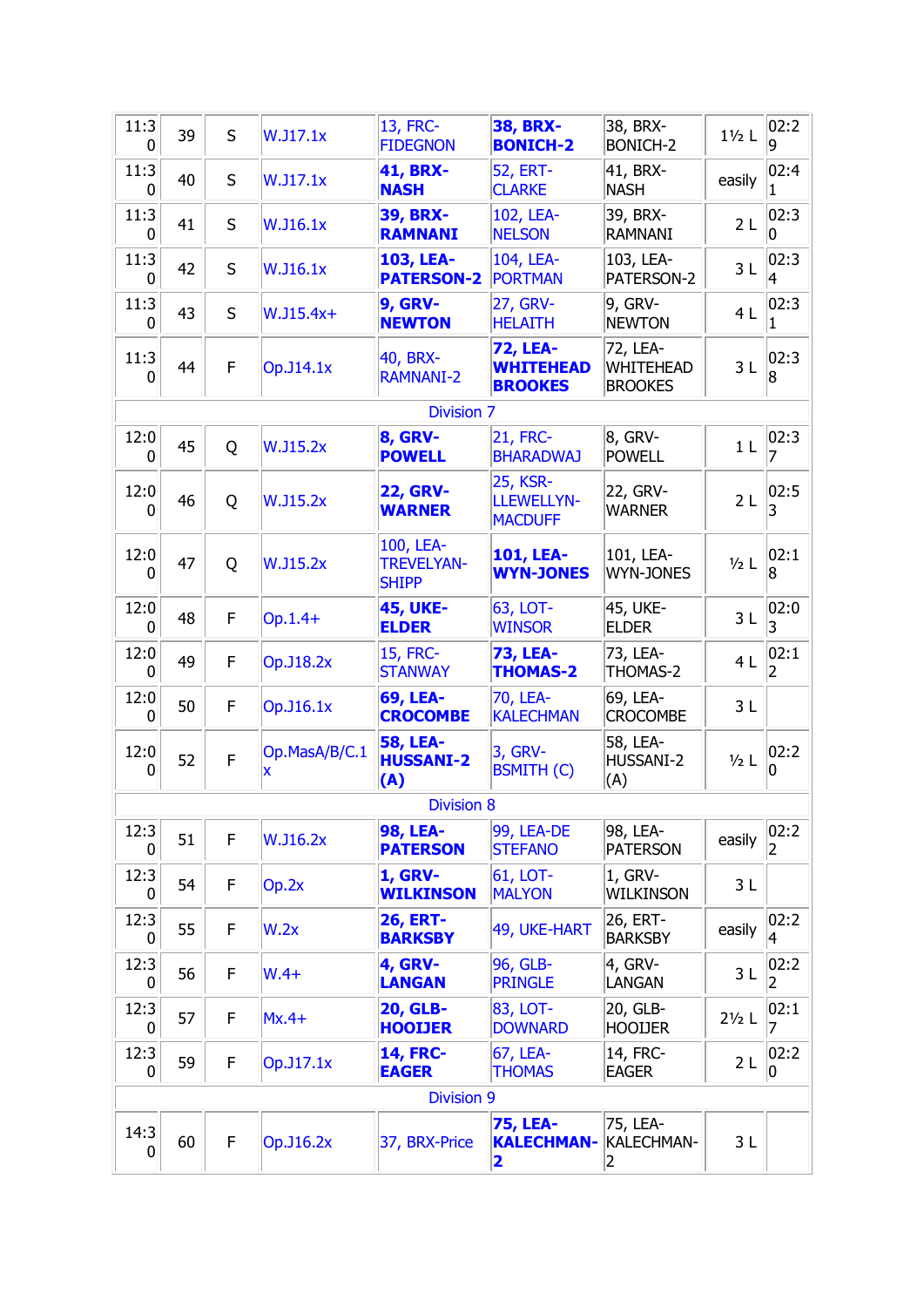| | | | | | | | | |
|---|---|---|---|---|---|---|---|---|
| 11:30 | 39 | S | W.J17.1x | 13, FRC-FIDEGNON | **38, BRX-BONICH-2** | 38, BRX-BONICH-2 | 1½ L | 02:29 |
| 11:30 | 40 | S | W.J17.1x | **41, BRX-NASH** | 52, ERT-CLARKE | 41, BRX-NASH | easily | 02:41 |
| 11:30 | 41 | S | W.J16.1x | **39, BRX-RAMNANI** | 102, LEA-NELSON | 39, BRX-RAMNANI | 2 L | 02:30 |
| 11:30 | 42 | S | W.J16.1x | **103, LEA-PATERSON-2** | 104, LEA-PORTMAN | 103, LEA-PATERSON-2 | 3 L | 02:34 |
| 11:30 | 43 | S | W.J15.4x+ | **9, GRV-NEWTON** | 27, GRV-HELAITH | 9, GRV-NEWTON | 4 L | 02:31 |
| 11:30 | 44 | F | Op.J14.1x | 40, BRX-RAMNANI-2 | **72, LEA-WHITEHEAD BROOKES** | 72, LEA-WHITEHEAD BROOKES | 3 L | 02:38 |
| Division 7 | | | | | | | | |
| 12:00 | 45 | Q | W.J15.2x | **8, GRV-POWELL** | 21, FRC-BHARADWAJ | 8, GRV-POWELL | 1 L | 02:37 |
| 12:00 | 46 | Q | W.J15.2x | **22, GRV-WARNER** | 25, KSR-LLEWELLYN-MACDUFF | 22, GRV-WARNER | 2 L | 02:53 |
| 12:00 | 47 | Q | W.J15.2x | 100, LEA-TREVELYAN-SHIPP | **101, LEA-WYN-JONES** | 101, LEA-WYN-JONES | ½ L | 02:18 |
| 12:00 | 48 | F | Op.1.4+ | **45, UKE-ELDER** | 63, LOT-WINSOR | 45, UKE-ELDER | 3 L | 02:03 |
| 12:00 | 49 | F | Op.J18.2x | 15, FRC-STANWAY | **73, LEA-THOMAS-2** | 73, LEA-THOMAS-2 | 4 L | 02:12 |
| 12:00 | 50 | F | Op.J16.1x | **69, LEA-CROCOMBE** | 70, LEA-KALECHMAN | 69, LEA-CROCOMBE | 3 L | |
| 12:00 | 52 | F | Op.MasA/B/C.1x | **58, LEA-HUSSANI-2 (A)** | 3, GRV-BSMITH (C) | 58, LEA-HUSSANI-2 (A) | ½ L | 02:20 |
| Division 8 | | | | | | | | |
| 12:30 | 51 | F | W.J16.2x | **98, LEA-PATERSON** | 99, LEA-DE STEFANO | 98, LEA-PATERSON | easily | 02:22 |
| 12:30 | 54 | F | Op.2x | **1, GRV-WILKINSON** | 61, LOT-MALYON | 1, GRV-WILKINSON | 3 L | |
| 12:30 | 55 | F | W.2x | **26, ERT-BARKSBY** | 49, UKE-HART | 26, ERT-BARKSBY | easily | 02:24 |
| 12:30 | 56 | F | W.4+ | **4, GRV-LANGAN** | 96, GLB-PRINGLE | 4, GRV-LANGAN | 3 L | 02:22 |
| 12:30 | 57 | F | Mx.4+ | **20, GLB-HOOIJER** | 83, LOT-DOWNARD | 20, GLB-HOOIJER | 2½ L | 02:17 |
| 12:30 | 59 | F | Op.J17.1x | **14, FRC-EAGER** | 67, LEA-THOMAS | 14, FRC-EAGER | 2 L | 02:20 |
| Division 9 | | | | | | | | |
| 14:30 | 60 | F | Op.J16.2x | 37, BRX-Price | **75, LEA-KALECHMAN-2** | 75, LEA-KALECHMAN-2 | 3 L | |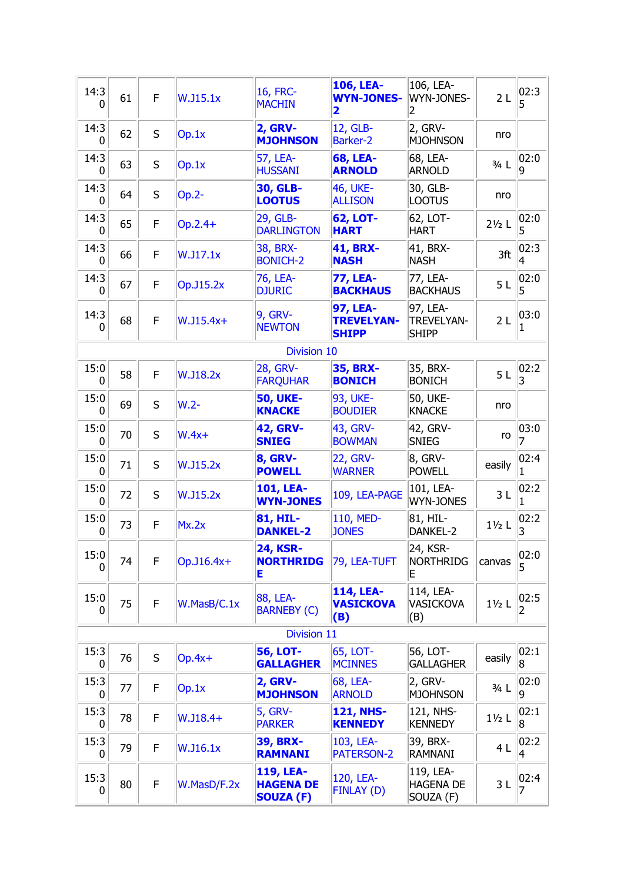| | | | | | | | | |
|---|---|---|---|---|---|---|---|---|
| 14:30 | 61 | F | W.J15.1x | 16, FRC-MACHIN | **106, LEA-WYN-JONES-2** | 106, LEA-WYN-JONES-2 | 2 L | 02:35 |
| 14:30 | 62 | S | Op.1x | **2, GRV-MJOHNSON** | 12, GLB-Barker-2 | 2, GRV-MJOHNSON | nro | |
| 14:30 | 63 | S | Op.1x | 57, LEA-HUSSANI | **68, LEA-ARNOLD** | 68, LEA-ARNOLD | ¾ L | 02:09 |
| 14:30 | 64 | S | Op.2- | **30, GLB-LOOTUS** | 46, UKE-ALLISON | 30, GLB-LOOTUS | nro | |
| 14:30 | 65 | F | Op.2.4+ | 29, GLB-DARLINGTON | **62, LOT-HART** | 62, LOT-HART | 2½ L | 02:05 |
| 14:30 | 66 | F | W.J17.1x | 38, BRX-BONICH-2 | **41, BRX-NASH** | 41, BRX-NASH | 3ft | 02:34 |
| 14:30 | 67 | F | Op.J15.2x | 76, LEA-DJURIC | **77, LEA-BACKHAUS** | 77, LEA-BACKHAUS | 5 L | 02:05 |
| 14:30 | 68 | F | W.J15.4x+ | 9, GRV-NEWTON | **97, LEA-TREVELYAN-SHIPP** | 97, LEA-TREVELYAN-SHIPP | 2 L | 03:01 |
| Division 10 | | | | | | | | |
| 15:00 | 58 | F | W.J18.2x | 28, GRV-FARQUHAR | **35, BRX-BONICH** | 35, BRX-BONICH | 5 L | 02:23 |
| 15:00 | 69 | S | W.2- | **50, UKE-KNACKE** | 93, UKE-BOUDIER | 50, UKE-KNACKE | nro | |
| 15:00 | 70 | S | W.4x+ | **42, GRV-SNIEG** | 43, GRV-BOWMAN | 42, GRV-SNIEG | ro | 03:07 |
| 15:00 | 71 | S | W.J15.2x | **8, GRV-POWELL** | 22, GRV-WARNER | 8, GRV-POWELL | easily | 02:41 |
| 15:00 | 72 | S | W.J15.2x | **101, LEA-WYN-JONES** | 109, LEA-PAGE | 101, LEA-WYN-JONES | 3 L | 02:21 |
| 15:00 | 73 | F | Mx.2x | **81, HIL-DANKEL-2** | 110, MED-JONES | 81, HIL-DANKEL-2 | 1½ L | 02:23 |
| 15:00 | 74 | F | Op.J16.4x+ | **24, KSR-NORTHRIDGE** | 79, LEA-TUFT | 24, KSR-NORTHRIDGE | canvas | 02:05 |
| 15:00 | 75 | F | W.MasB/C.1x | 88, LEA-BARNEBY (C) | **114, LEA-VASICKOVA (B)** | 114, LEA-VASICKOVA (B) | 1½ L | 02:52 |
| Division 11 | | | | | | | | |
| 15:30 | 76 | S | Op.4x+ | **56, LOT-GALLAGHER** | 65, LOT-MCINNES | 56, LOT-GALLAGHER | easily | 02:18 |
| 15:30 | 77 | F | Op.1x | **2, GRV-MJOHNSON** | 68, LEA-ARNOLD | 2, GRV-MJOHNSON | ¾ L | 02:09 |
| 15:30 | 78 | F | W.J18.4x+ | 5, GRV-PARKER | **121, NHS-KENNEDY** | 121, NHS-KENNEDY | 1½ L | 02:18 |
| 15:30 | 79 | F | W.J16.1x | **39, BRX-RAMNANI** | 103, LEA-PATERSON-2 | 39, BRX-RAMNANI | 4 L | 02:24 |
| 15:30 | 80 | F | W.MasD/F.2x | **119, LEA-HAGENA DE SOUZA (F)** | 120, LEA-FINLAY (D) | 119, LEA-HAGENA DE SOUZA (F) | 3 L | 02:47 |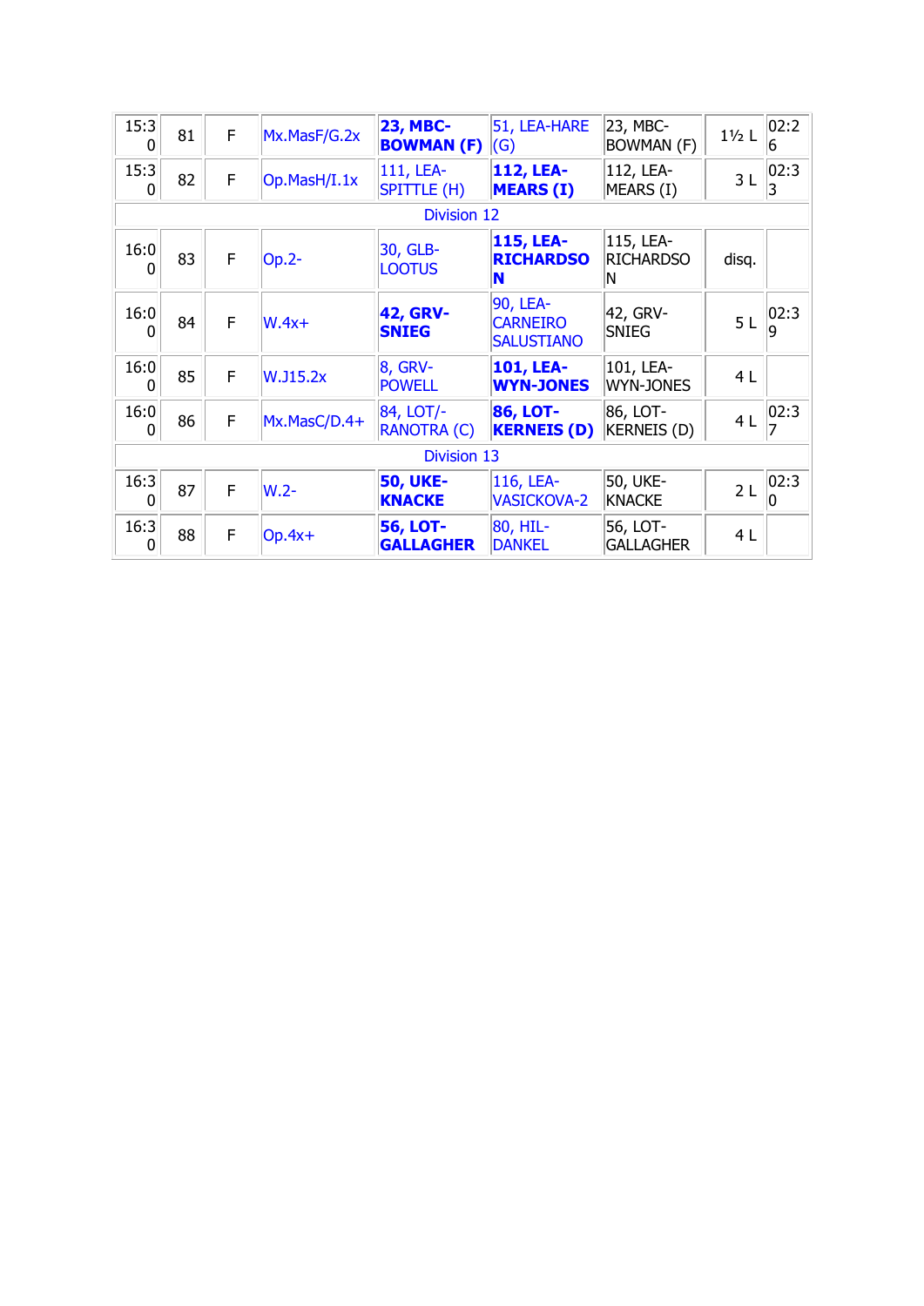| | | | | | | | | |
|---|---|---|---|---|---|---|---|---|
| 15:30 | 81 | F | Mx.MasF/G.2x | **23, MBC-BOWMAN (F)** | 51, LEA-HARE (G) | 23, MBC-BOWMAN (F) | 1½ L | 02:26 |
| 15:30 | 82 | F | Op.MasH/I.1x | 111, LEA-SPITTLE (H) | **112, LEA-MEARS (I)** | 112, LEA-MEARS (I) | 3 L | 02:33 |
| Division 12 | | | | | | | | |
| 16:00 | 83 | F | Op.2- | 30, GLB-LOOTUS | **115, LEA-RICHARDSON** | 115, LEA-RICHARDSON | disq. | |
| 16:00 | 84 | F | W.4x+ | **42, GRV-SNIEG** | 90, LEA-CARNEIRO SALUSTIANO | 42, GRV-SNIEG | 5 L | 02:39 |
| 16:00 | 85 | F | W.J15.2x | 8, GRV-POWELL | **101, LEA-WYN-JONES** | 101, LEA-WYN-JONES | 4 L | |
| 16:00 | 86 | F | Mx.MasC/D.4+ | 84, LOT/-RANOTRA (C) | **86, LOT-KERNEIS (D)** | 86, LOT-KERNEIS (D) | 4 L | 02:37 |
| Division 13 | | | | | | | | |
| 16:30 | 87 | F | W.2- | **50, UKE-KNACKE** | 116, LEA-VASICKOVA-2 | 50, UKE-KNACKE | 2 L | 02:30 |
| 16:30 | 88 | F | Op.4x+ | **56, LOT-GALLAGHER** | 80, HIL-DANKEL | 56, LOT-GALLAGHER | 4 L | |